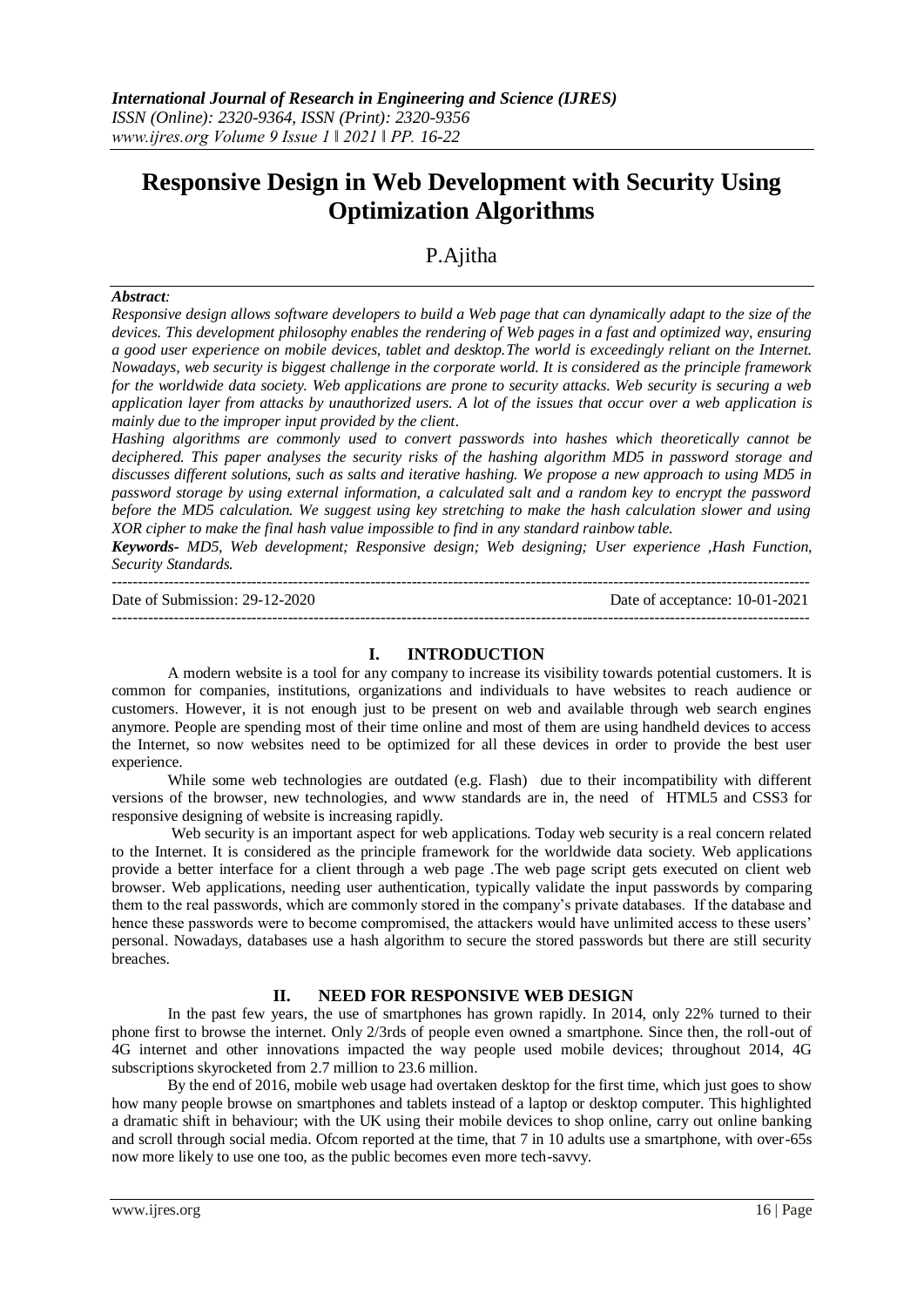# Responsive Design in Web Development with Security Using Optimization Algorithms

P.Ajitha

***Abstract:***

*Responsive design allows software developers to build a Web page that can dynamically adapt to the size of the devices. This development philosophy enables the rendering of Web pages in a fast and optimized way, ensuring a good user experience on mobile devices, tablet and desktop.The world is exceedingly reliant on the Internet. Nowadays, web security is biggest challenge in the corporate world. It is considered as the principle framework for the worldwide data society. Web applications are prone to security attacks. Web security is securing a web application layer from attacks by unauthorized users. A lot of the issues that occur over a web application is mainly due to the improper input provided by the client.*

*Hashing algorithms are commonly used to convert passwords into hashes which theoretically cannot be deciphered. This paper analyses the security risks of the hashing algorithm MD5 in password storage and discusses different solutions, such as salts and iterative hashing. We propose a new approach to using MD5 in password storage by using external information, a calculated salt and a random key to encrypt the password before the MD5 calculation. We suggest using key stretching to make the hash calculation slower and using XOR cipher to make the final hash value impossible to find in any standard rainbow table.*

***Keywords-*** *MD5, Web development; Responsive design; Web designing; User experience ,Hash Function, Security Standards.*

---

Date of Submission: 29-12-2020 Date of acceptance: 10-01-2021

---

## I. INTRODUCTION

A modern website is a tool for any company to increase its visibility towards potential customers. It is common for companies, institutions, organizations and individuals to have websites to reach audience or customers. However, it is not enough just to be present on web and available through web search engines anymore. People are spending most of their time online and most of them are using handheld devices to access the Internet, so now websites need to be optimized for all these devices in order to provide the best user experience.

While some web technologies are outdated (e.g. Flash) due to their incompatibility with different versions of the browser, new technologies, and www standards are in, the need of HTML5 and CSS3 for responsive designing of website is increasing rapidly.

Web security is an important aspect for web applications. Today web security is a real concern related to the Internet. It is considered as the principle framework for the worldwide data society. Web applications provide a better interface for a client through a web page .The web page script gets executed on client web browser. Web applications, needing user authentication, typically validate the input passwords by comparing them to the real passwords, which are commonly stored in the company's private databases. If the database and hence these passwords were to become compromised, the attackers would have unlimited access to these users' personal. Nowadays, databases use a hash algorithm to secure the stored passwords but there are still security breaches.

## II. NEED FOR RESPONSIVE WEB DESIGN

In the past few years, the use of smartphones has grown rapidly. In 2014, only 22% turned to their phone first to browse the internet. Only 2/3rds of people even owned a smartphone. Since then, the roll-out of 4G internet and other innovations impacted the way people used mobile devices; throughout 2014, 4G subscriptions skyrocketed from 2.7 million to 23.6 million.

By the end of 2016, mobile web usage had overtaken desktop for the first time, which just goes to show how many people browse on smartphones and tablets instead of a laptop or desktop computer. This highlighted a dramatic shift in behaviour; with the UK using their mobile devices to shop online, carry out online banking and scroll through social media. Ofcom reported at the time, that 7 in 10 adults use a smartphone, with over-65s now more likely to use one too, as the public becomes even more tech-savvy.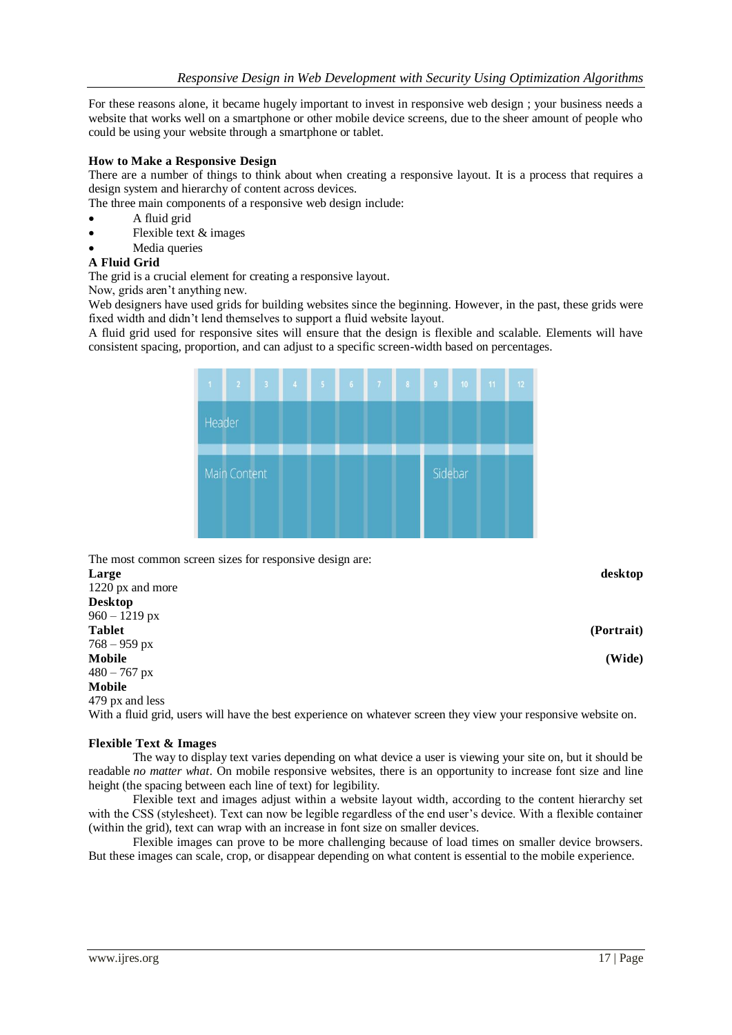For these reasons alone, it became hugely important to invest in responsive web design ; your business needs a website that works well on a smartphone or other mobile device screens, due to the sheer amount of people who could be using your website through a smartphone or tablet.

**How to Make a Responsive Design**

There are a number of things to think about when creating a responsive layout. It is a process that requires a design system and hierarchy of content across devices.

The three main components of a responsive web design include:

- A fluid grid
- Flexible text & images
- Media queries

**A Fluid Grid**

The grid is a crucial element for creating a responsive layout.

Now, grids aren't anything new.

Web designers have used grids for building websites since the beginning. However, in the past, these grids were fixed width and didn't lend themselves to support a fluid website layout.

A fluid grid used for responsive sites will ensure that the design is flexible and scalable. Elements will have consistent spacing, proportion, and can adjust to a specific screen-width based on percentages.

The most common screen sizes for responsive design are:

**Large desktop**
1220 px and more

**Desktop**
960 – 1219 px

**Tablet (Portrait)**
768 – 959 px

**Mobile (Wide)**
480 – 767 px

**Mobile**
479 px and less

With a fluid grid, users will have the best experience on whatever screen they view your responsive website on.

**Flexible Text & Images**

The way to display text varies depending on what device a user is viewing your site on, but it should be readable *no matter what*. On mobile responsive websites, there is an opportunity to increase font size and line height (the spacing between each line of text) for legibility.

Flexible text and images adjust within a website layout width, according to the content hierarchy set with the CSS (stylesheet). Text can now be legible regardless of the end user's device. With a flexible container (within the grid), text can wrap with an increase in font size on smaller devices.

Flexible images can prove to be more challenging because of load times on smaller device browsers. But these images can scale, crop, or disappear depending on what content is essential to the mobile experience.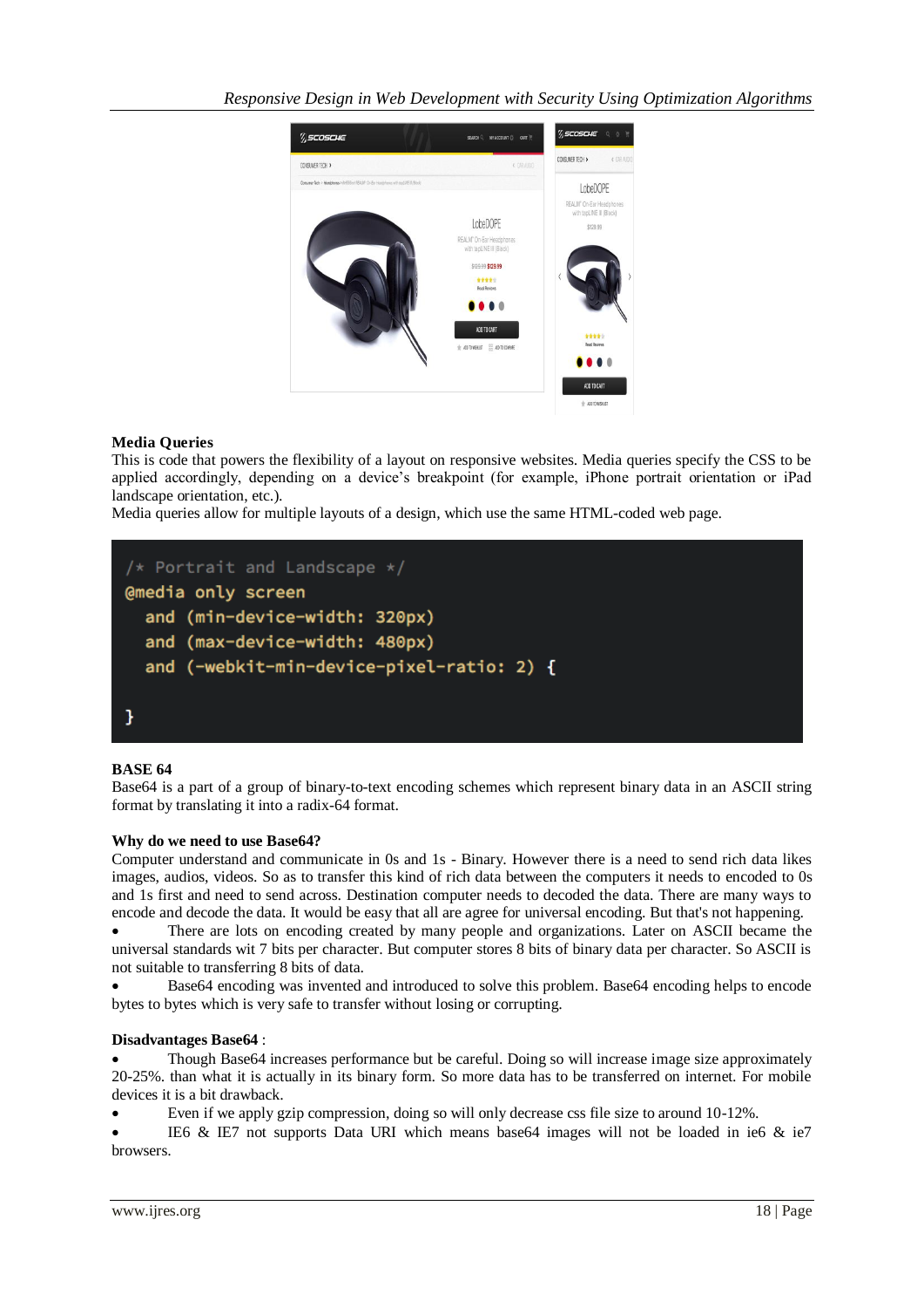**Media Queries**

This is code that powers the flexibility of a layout on responsive websites. Media queries specify the CSS to be applied accordingly, depending on a device's breakpoint (for example, iPhone portrait orientation or iPad landscape orientation, etc.).

Media queries allow for multiple layouts of a design, which use the same HTML-coded web page.

```
/* Portrait and Landscape */
@media only screen
  and (min-device-width: 320px)
  and (max-device-width: 480px)
  and (-webkit-min-device-pixel-ratio: 2) {

}
```

**BASE 64**

Base64 is a part of a group of binary-to-text encoding schemes which represent binary data in an ASCII string format by translating it into a radix-64 format.

**Why do we need to use Base64?**

Computer understand and communicate in 0s and 1s - Binary. However there is a need to send rich data likes images, audios, videos. So as to transfer this kind of rich data between the computers it needs to encoded to 0s and 1s first and need to send across. Destination computer needs to decoded the data. There are many ways to encode and decode the data. It would be easy that all are agree for universal encoding. But that's not happening.

- There are lots on encoding created by many people and organizations. Later on ASCII became the universal standards wit 7 bits per character. But computer stores 8 bits of binary data per character. So ASCII is not suitable to transferring 8 bits of data.
- Base64 encoding was invented and introduced to solve this problem. Base64 encoding helps to encode bytes to bytes which is very safe to transfer without losing or corrupting.

**Disadvantages Base64** :

- Though Base64 increases performance but be careful. Doing so will increase image size approximately 20-25%. than what it is actually in its binary form. So more data has to be transferred on internet. For mobile devices it is a bit drawback.
- Even if we apply gzip compression, doing so will only decrease css file size to around 10-12%.
- IE6 & IE7 not supports Data URI which means base64 images will not be loaded in ie6 & ie7 browsers.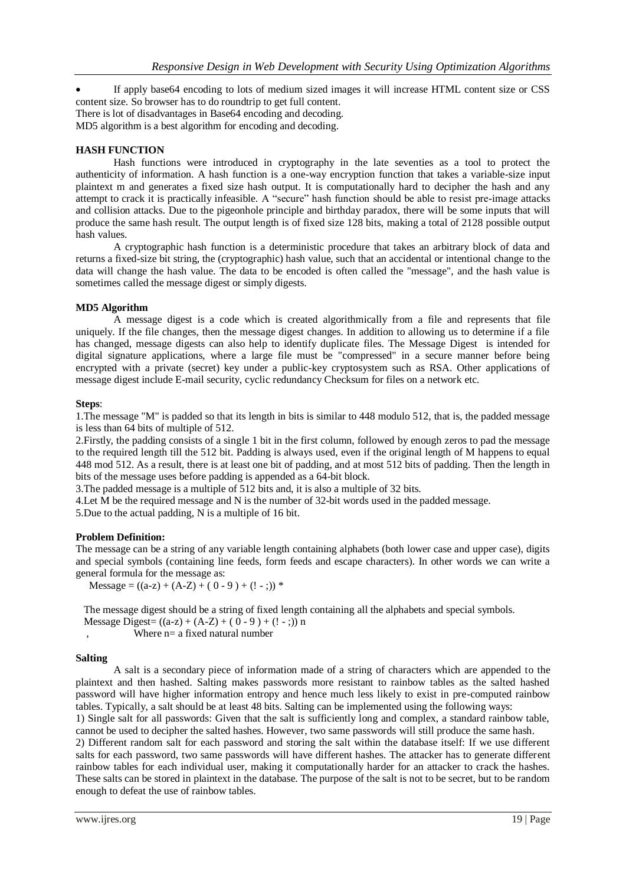- If apply base64 encoding to lots of medium sized images it will increase HTML content size or CSS content size. So browser has to do roundtrip to get full content.

There is lot of disadvantages in Base64 encoding and decoding.

MD5 algorithm is a best algorithm for encoding and decoding.

**HASH FUNCTION**

Hash functions were introduced in cryptography in the late seventies as a tool to protect the authenticity of information. A hash function is a one-way encryption function that takes a variable-size input plaintext m and generates a fixed size hash output. It is computationally hard to decipher the hash and any attempt to crack it is practically infeasible. A "secure" hash function should be able to resist pre-image attacks and collision attacks. Due to the pigeonhole principle and birthday paradox, there will be some inputs that will produce the same hash result. The output length is of fixed size 128 bits, making a total of 2128 possible output hash values.

A cryptographic hash function is a deterministic procedure that takes an arbitrary block of data and returns a fixed-size bit string, the (cryptographic) hash value, such that an accidental or intentional change to the data will change the hash value. The data to be encoded is often called the "message", and the hash value is sometimes called the message digest or simply digests.

**MD5 Algorithm**

A message digest is a code which is created algorithmically from a file and represents that file uniquely. If the file changes, then the message digest changes. In addition to allowing us to determine if a file has changed, message digests can also help to identify duplicate files. The Message Digest is intended for digital signature applications, where a large file must be "compressed" in a secure manner before being encrypted with a private (secret) key under a public-key cryptosystem such as RSA. Other applications of message digest include E-mail security, cyclic redundancy Checksum for files on a network etc.

**Steps**:

1.The message "M" is padded so that its length in bits is similar to 448 modulo 512, that is, the padded message is less than 64 bits of multiple of 512.

2.Firstly, the padding consists of a single 1 bit in the first column, followed by enough zeros to pad the message to the required length till the 512 bit. Padding is always used, even if the original length of M happens to equal 448 mod 512. As a result, there is at least one bit of padding, and at most 512 bits of padding. Then the length in bits of the message uses before padding is appended as a 64-bit block.

3.The padded message is a multiple of 512 bits and, it is also a multiple of 32 bits.

4.Let M be the required message and N is the number of 32-bit words used in the padded message.

5.Due to the actual padding, N is a multiple of 16 bit.

**Problem Definition:**

The message can be a string of any variable length containing alphabets (both lower case and upper case), digits and special symbols (containing line feeds, form feeds and escape characters). In other words we can write a general formula for the message as:

Message = ((a-z) + (A-Z) + ( 0 - 9 ) + (! - ;)) *

The message digest should be a string of fixed length containing all the alphabets and special symbols.

Message Digest= ((a-z) + (A-Z) + ( 0 - 9 ) + (! - ;)) n

, Where n= a fixed natural number

**Salting**

A salt is a secondary piece of information made of a string of characters which are appended to the plaintext and then hashed. Salting makes passwords more resistant to rainbow tables as the salted hashed password will have higher information entropy and hence much less likely to exist in pre-computed rainbow tables. Typically, a salt should be at least 48 bits. Salting can be implemented using the following ways:

1) Single salt for all passwords: Given that the salt is sufficiently long and complex, a standard rainbow table, cannot be used to decipher the salted hashes. However, two same passwords will still produce the same hash.

2) Different random salt for each password and storing the salt within the database itself: If we use different salts for each password, two same passwords will have different hashes. The attacker has to generate different rainbow tables for each individual user, making it computationally harder for an attacker to crack the hashes. These salts can be stored in plaintext in the database. The purpose of the salt is not to be secret, but to be random enough to defeat the use of rainbow tables.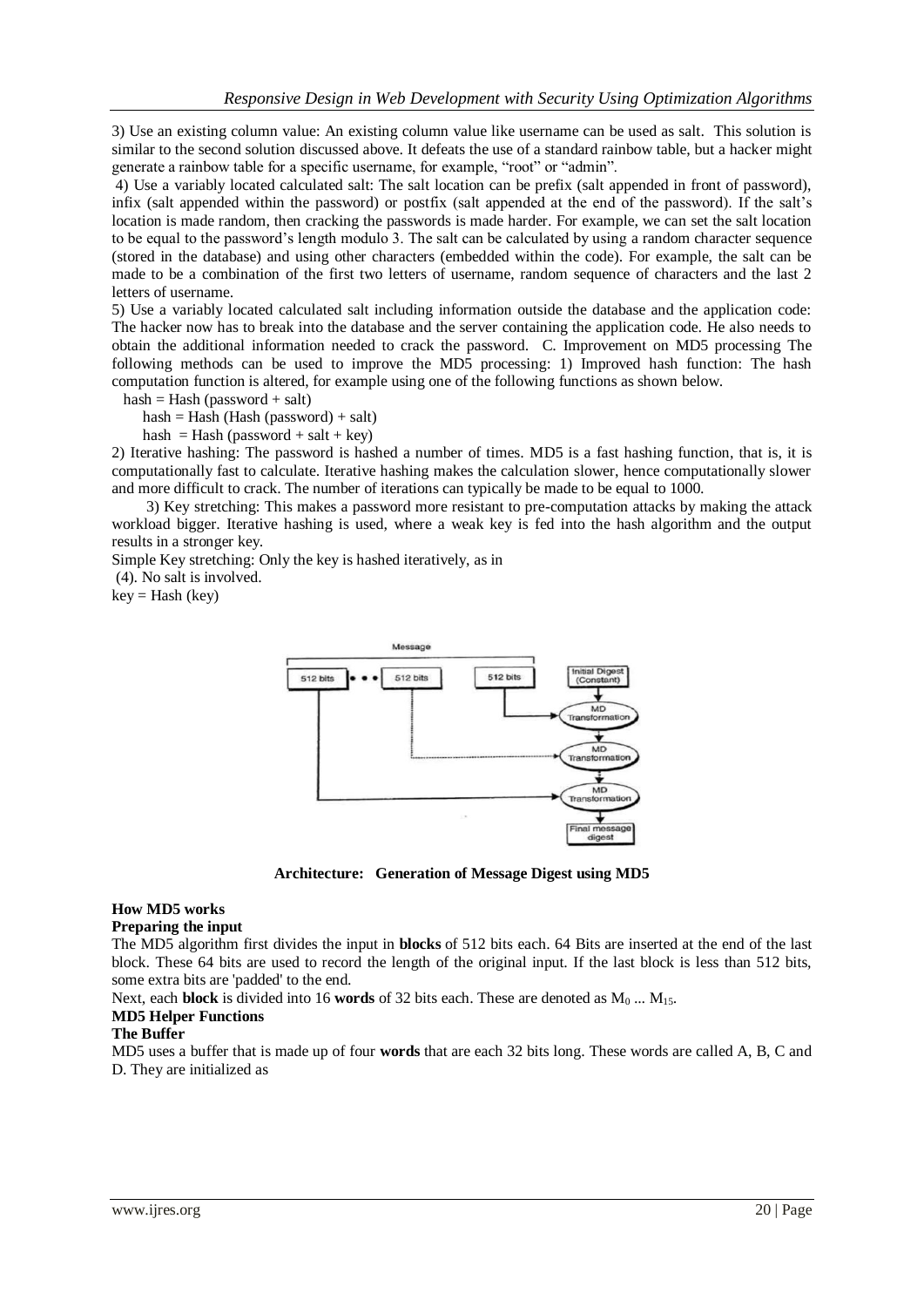3) Use an existing column value: An existing column value like username can be used as salt. This solution is similar to the second solution discussed above. It defeats the use of a standard rainbow table, but a hacker might generate a rainbow table for a specific username, for example, "root" or "admin".

4) Use a variably located calculated salt: The salt location can be prefix (salt appended in front of password), infix (salt appended within the password) or postfix (salt appended at the end of the password). If the salt's location is made random, then cracking the passwords is made harder. For example, we can set the salt location to be equal to the password's length modulo 3. The salt can be calculated by using a random character sequence (stored in the database) and using other characters (embedded within the code). For example, the salt can be made to be a combination of the first two letters of username, random sequence of characters and the last 2 letters of username.

5) Use a variably located calculated salt including information outside the database and the application code: The hacker now has to break into the database and the server containing the application code. He also needs to obtain the additional information needed to crack the password. C. Improvement on MD5 processing The following methods can be used to improve the MD5 processing: 1) Improved hash function: The hash computation function is altered, for example using one of the following functions as shown below.

hash = Hash (password + salt)

hash = Hash (Hash (password) + salt)

hash = Hash (password + salt + key)

2) Iterative hashing: The password is hashed a number of times. MD5 is a fast hashing function, that is, it is computationally fast to calculate. Iterative hashing makes the calculation slower, hence computationally slower and more difficult to crack. The number of iterations can typically be made to be equal to 1000.

3) Key stretching: This makes a password more resistant to pre-computation attacks by making the attack workload bigger. Iterative hashing is used, where a weak key is fed into the hash algorithm and the output results in a stronger key.

Simple Key stretching: Only the key is hashed iteratively, as in

(4). No salt is involved.

key = Hash (key)

**Architecture: Generation of Message Digest using MD5**

**How MD5 works**

**Preparing the input**

The MD5 algorithm first divides the input in **blocks** of 512 bits each. 64 Bits are inserted at the end of the last block. These 64 bits are used to record the length of the original input. If the last block is less than 512 bits, some extra bits are 'padded' to the end.

Next, each **block** is divided into 16 **words** of 32 bits each. These are denoted as $M_0$ ... $M_{15}$.

**MD5 Helper Functions**

**The Buffer**

MD5 uses a buffer that is made up of four **words** that are each 32 bits long. These words are called A, B, C and D. They are initialized as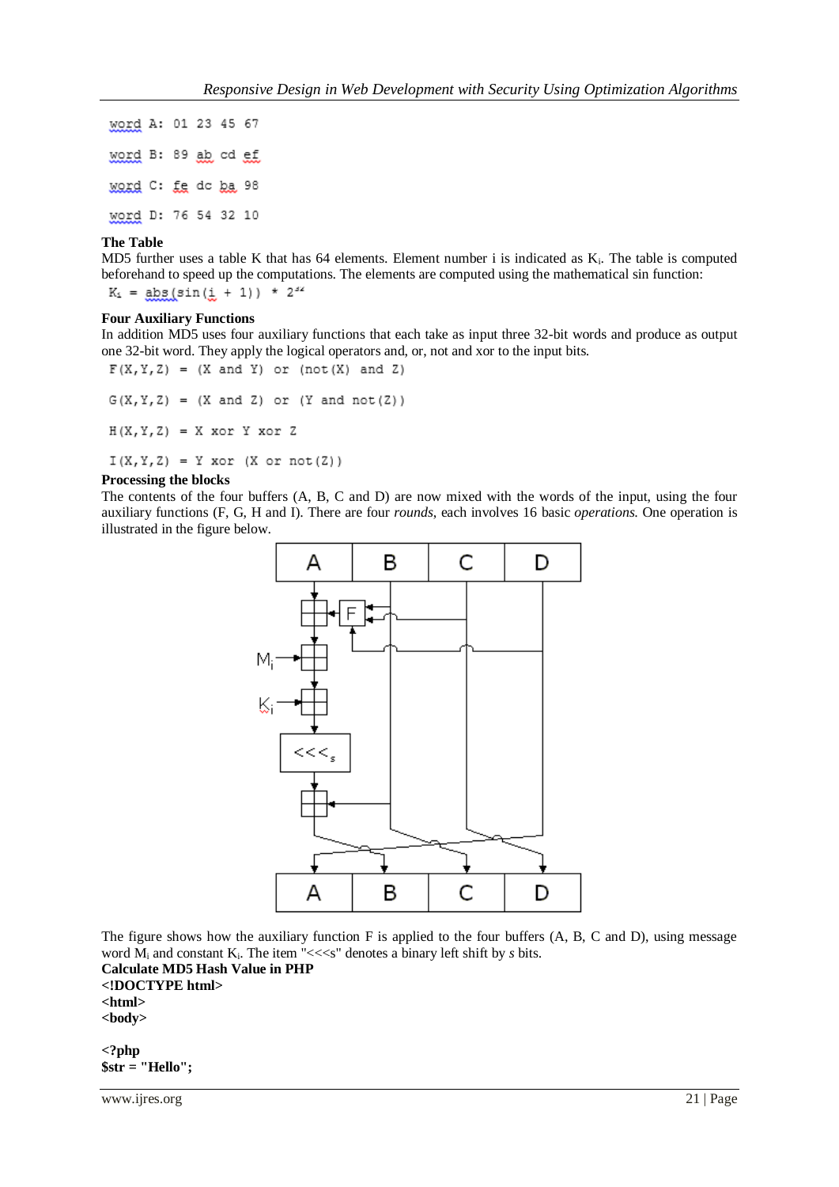```
word A: 01 23 45 67

word B: 89 ab cd ef

word C: fe dc ba 98

word D: 76 54 32 10
```

**The Table**

MD5 further uses a table K that has 64 elements. Element number i is indicated as $K_i$. The table is computed beforehand to speed up the computations. The elements are computed using the mathematical sin function:

```
Ki = abs(sin(i + 1)) * 2^32
```

**Four Auxiliary Functions**

In addition MD5 uses four auxiliary functions that each take as input three 32-bit words and produce as output one 32-bit word. They apply the logical operators and, or, not and xor to the input bits.

```
F(X,Y,Z) = (X and Y) or (not(X) and Z)

G(X,Y,Z) = (X and Z) or (Y and not(Z))

H(X,Y,Z) = X xor Y xor Z

I(X,Y,Z) = Y xor (X or not(Z))
```

**Processing the blocks**

The contents of the four buffers (A, B, C and D) are now mixed with the words of the input, using the four auxiliary functions (F, G, H and I). There are four *rounds*, each involves 16 basic *operations.* One operation is illustrated in the figure below.

The figure shows how the auxiliary function F is applied to the four buffers (A, B, C and D), using message word $M_i$ and constant $K_i$. The item "<<<s" denotes a binary left shift by *s* bits.

**Calculate MD5 Hash Value in PHP**

**<!DOCTYPE html>**
**<html>**
**<body>**

**<?php**
**$str = "Hello";**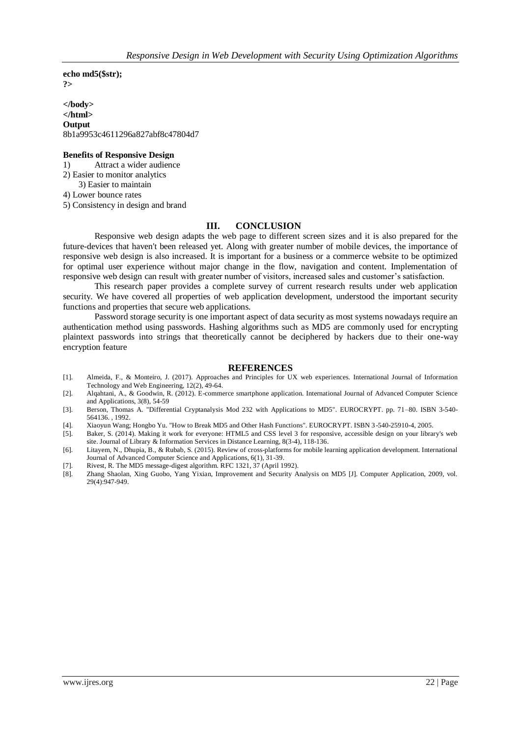```
echo md5($str);
?>

</body>
</html>
```

**Output**

8b1a9953c4611296a827abf8c47804d7

**Benefits of Responsive Design**

1) Attract a wider audience
2) Easier to monitor analytics
3) Easier to maintain
4) Lower bounce rates
5) Consistency in design and brand

## III. CONCLUSION

Responsive web design adapts the web page to different screen sizes and it is also prepared for the future-devices that haven't been released yet. Along with greater number of mobile devices, the importance of responsive web design is also increased. It is important for a business or a commerce website to be optimized for optimal user experience without major change in the flow, navigation and content. Implementation of responsive web design can result with greater number of visitors, increased sales and customer's satisfaction.

This research paper provides a complete survey of current research results under web application security. We have covered all properties of web application development, understood the important security functions and properties that secure web applications.

Password storage security is one important aspect of data security as most systems nowadays require an authentication method using passwords. Hashing algorithms such as MD5 are commonly used for encrypting plaintext passwords into strings that theoretically cannot be deciphered by hackers due to their one-way encryption feature

## REFERENCES

[1]. Almeida, F., & Monteiro, J. (2017). Approaches and Principles for UX web experiences. International Journal of Information Technology and Web Engineering, 12(2), 49-64.

[2]. Alqahtani, A., & Goodwin, R. (2012). E-commerce smartphone application. International Journal of Advanced Computer Science and Applications, 3(8), 54-59

[3]. Berson, Thomas A. "Differential Cryptanalysis Mod 232 with Applications to MD5". EUROCRYPT. pp. 71–80. ISBN 3-540-564136. , 1992.

[4]. Xiaoyun Wang; Hongbo Yu. "How to Break MD5 and Other Hash Functions". EUROCRYPT. ISBN 3-540-25910-4, 2005.

[5]. Baker, S. (2014). Making it work for everyone: HTML5 and CSS level 3 for responsive, accessible design on your library's web site. Journal of Library & Information Services in Distance Learning, 8(3-4), 118-136.

[6]. Litayem, N., Dhupia, B., & Rubab, S. (2015). Review of cross-platforms for mobile learning application development. International Journal of Advanced Computer Science and Applications, 6(1), 31-39.

[7]. Rivest, R. The MD5 message-digest algorithm. RFC 1321, 37 (April 1992).

[8]. Zhang Shaolan, Xing Guobo, Yang Yixian, Improvement and Security Analysis on MD5 [J]. Computer Application, 2009, vol. 29(4):947-949.